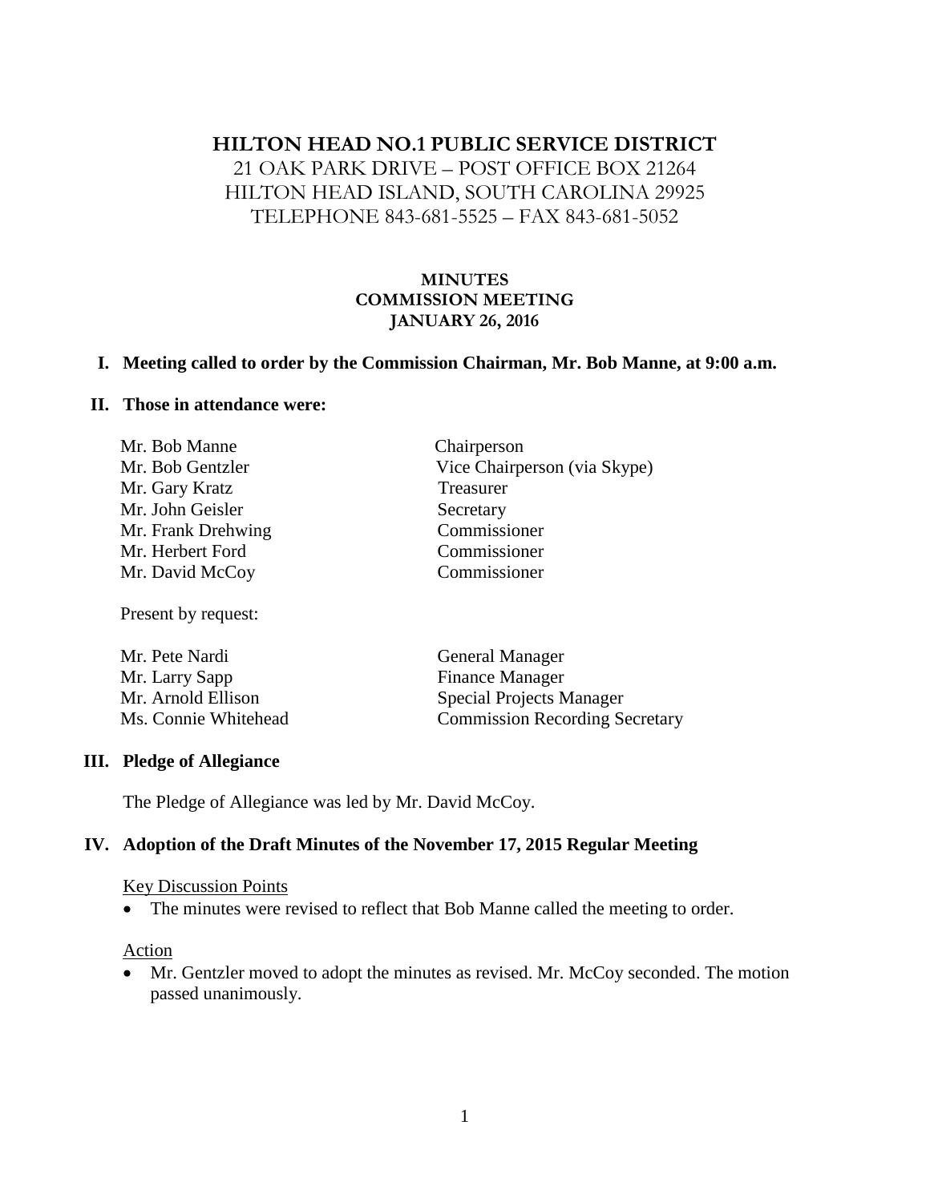# HILTON HEAD NO.1 PUBLIC SERVICE DISTRICT

21 OAK PARK DRIVE – POST OFFICE BOX 21264
HILTON HEAD ISLAND, SOUTH CAROLINA 29925
TELEPHONE 843-681-5525 – FAX 843-681-5052

**MINUTES**
**COMMISSION MEETING**
**JANUARY 26, 2016**

## I. Meeting called to order by the Commission Chairman, Mr. Bob Manne, at 9:00 a.m.

## II. Those in attendance were:

| | |
|---|---|
| Mr. Bob Manne | Chairperson |
| Mr. Bob Gentzler | Vice Chairperson (via Skype) |
| Mr. Gary Kratz | Treasurer |
| Mr. John Geisler | Secretary |
| Mr. Frank Drehwing | Commissioner |
| Mr. Herbert Ford | Commissioner |
| Mr. David McCoy | Commissioner |

Present by request:

| | |
|---|---|
| Mr. Pete Nardi | General Manager |
| Mr. Larry Sapp | Finance Manager |
| Mr. Arnold Ellison | Special Projects Manager |
| Ms. Connie Whitehead | Commission Recording Secretary |

## III. Pledge of Allegiance

The Pledge of Allegiance was led by Mr. David McCoy.

## IV. Adoption of the Draft Minutes of the November 17, 2015 Regular Meeting

Key Discussion Points

- The minutes were revised to reflect that Bob Manne called the meeting to order.

Action

- Mr. Gentzler moved to adopt the minutes as revised. Mr. McCoy seconded. The motion passed unanimously.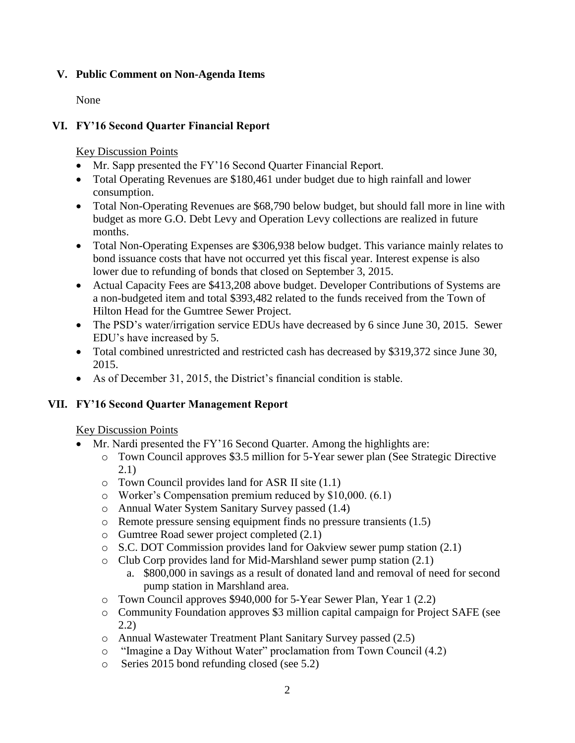## V. Public Comment on Non-Agenda Items

None

## VI. FY'16 Second Quarter Financial Report

Key Discussion Points

- Mr. Sapp presented the FY'16 Second Quarter Financial Report.
- Total Operating Revenues are $180,461 under budget due to high rainfall and lower consumption.
- Total Non-Operating Revenues are $68,790 below budget, but should fall more in line with budget as more G.O. Debt Levy and Operation Levy collections are realized in future months.
- Total Non-Operating Expenses are $306,938 below budget. This variance mainly relates to bond issuance costs that have not occurred yet this fiscal year. Interest expense is also lower due to refunding of bonds that closed on September 3, 2015.
- Actual Capacity Fees are $413,208 above budget. Developer Contributions of Systems are a non-budgeted item and total $393,482 related to the funds received from the Town of Hilton Head for the Gumtree Sewer Project.
- The PSD's water/irrigation service EDUs have decreased by 6 since June 30, 2015. Sewer EDU's have increased by 5.
- Total combined unrestricted and restricted cash has decreased by $319,372 since June 30, 2015.
- As of December 31, 2015, the District's financial condition is stable.

## VII. FY'16 Second Quarter Management Report

Key Discussion Points

- Mr. Nardi presented the FY'16 Second Quarter. Among the highlights are:
  - Town Council approves $3.5 million for 5-Year sewer plan (See Strategic Directive 2.1)
  - Town Council provides land for ASR II site (1.1)
  - Worker's Compensation premium reduced by $10,000. (6.1)
  - Annual Water System Sanitary Survey passed (1.4)
  - Remote pressure sensing equipment finds no pressure transients (1.5)
  - Gumtree Road sewer project completed (2.1)
  - S.C. DOT Commission provides land for Oakview sewer pump station (2.1)
  - Club Corp provides land for Mid-Marshland sewer pump station (2.1)
    a. $800,000 in savings as a result of donated land and removal of need for second pump station in Marshland area.
  - Town Council approves $940,000 for 5-Year Sewer Plan, Year 1 (2.2)
  - Community Foundation approves $3 million capital campaign for Project SAFE (see 2.2)
  - Annual Wastewater Treatment Plant Sanitary Survey passed (2.5)
  - "Imagine a Day Without Water" proclamation from Town Council (4.2)
  - Series 2015 bond refunding closed (see 5.2)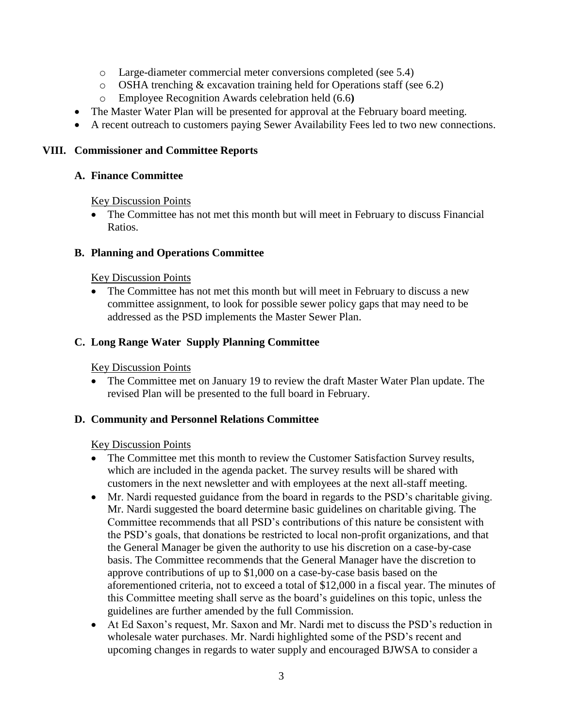- Large-diameter commercial meter conversions completed (see 5.4)
  - OSHA trenching & excavation training held for Operations staff (see 6.2)
  - Employee Recognition Awards celebration held (6.6**)**
- The Master Water Plan will be presented for approval at the February board meeting.
- A recent outreach to customers paying Sewer Availability Fees led to two new connections.

## VIII. Commissioner and Committee Reports

### A. Finance Committee

Key Discussion Points

- The Committee has not met this month but will meet in February to discuss Financial Ratios.

### B. Planning and Operations Committee

Key Discussion Points

- The Committee has not met this month but will meet in February to discuss a new committee assignment, to look for possible sewer policy gaps that may need to be addressed as the PSD implements the Master Sewer Plan.

### C. Long Range Water Supply Planning Committee

Key Discussion Points

- The Committee met on January 19 to review the draft Master Water Plan update. The revised Plan will be presented to the full board in February.

### D. Community and Personnel Relations Committee

Key Discussion Points

- The Committee met this month to review the Customer Satisfaction Survey results, which are included in the agenda packet. The survey results will be shared with customers in the next newsletter and with employees at the next all-staff meeting.
- Mr. Nardi requested guidance from the board in regards to the PSD's charitable giving. Mr. Nardi suggested the board determine basic guidelines on charitable giving. The Committee recommends that all PSD's contributions of this nature be consistent with the PSD's goals, that donations be restricted to local non-profit organizations, and that the General Manager be given the authority to use his discretion on a case-by-case basis. The Committee recommends that the General Manager have the discretion to approve contributions of up to $1,000 on a case-by-case basis based on the aforementioned criteria, not to exceed a total of $12,000 in a fiscal year. The minutes of this Committee meeting shall serve as the board's guidelines on this topic, unless the guidelines are further amended by the full Commission.
- At Ed Saxon's request, Mr. Saxon and Mr. Nardi met to discuss the PSD's reduction in wholesale water purchases. Mr. Nardi highlighted some of the PSD's recent and upcoming changes in regards to water supply and encouraged BJWSA to consider a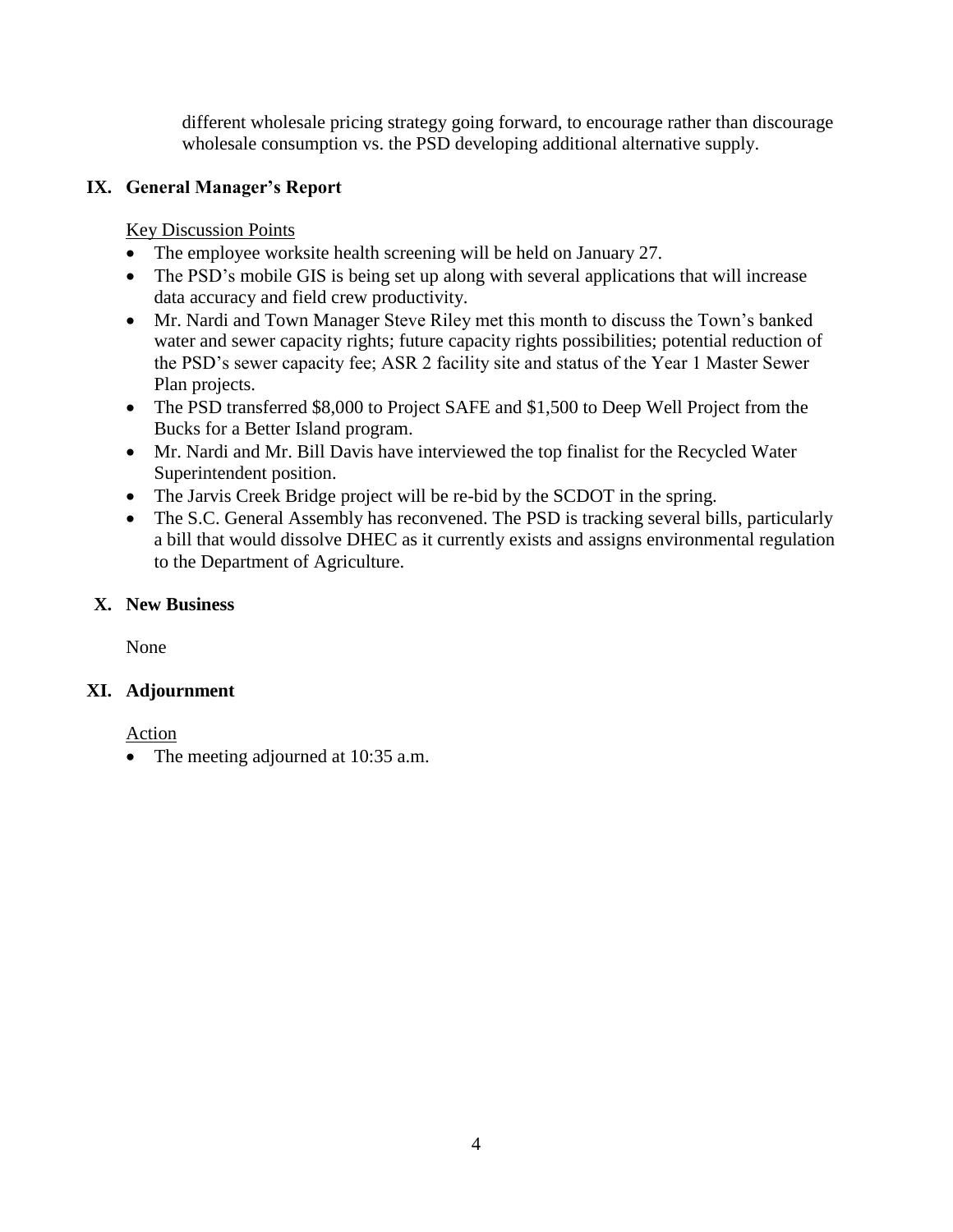different wholesale pricing strategy going forward, to encourage rather than discourage wholesale consumption vs. the PSD developing additional alternative supply.

## IX. General Manager's Report

Key Discussion Points

- The employee worksite health screening will be held on January 27.
- The PSD's mobile GIS is being set up along with several applications that will increase data accuracy and field crew productivity.
- Mr. Nardi and Town Manager Steve Riley met this month to discuss the Town's banked water and sewer capacity rights; future capacity rights possibilities; potential reduction of the PSD's sewer capacity fee; ASR 2 facility site and status of the Year 1 Master Sewer Plan projects.
- The PSD transferred $8,000 to Project SAFE and $1,500 to Deep Well Project from the Bucks for a Better Island program.
- Mr. Nardi and Mr. Bill Davis have interviewed the top finalist for the Recycled Water Superintendent position.
- The Jarvis Creek Bridge project will be re-bid by the SCDOT in the spring.
- The S.C. General Assembly has reconvened. The PSD is tracking several bills, particularly a bill that would dissolve DHEC as it currently exists and assigns environmental regulation to the Department of Agriculture.

## X. New Business

None

## XI. Adjournment

Action

- The meeting adjourned at 10:35 a.m.